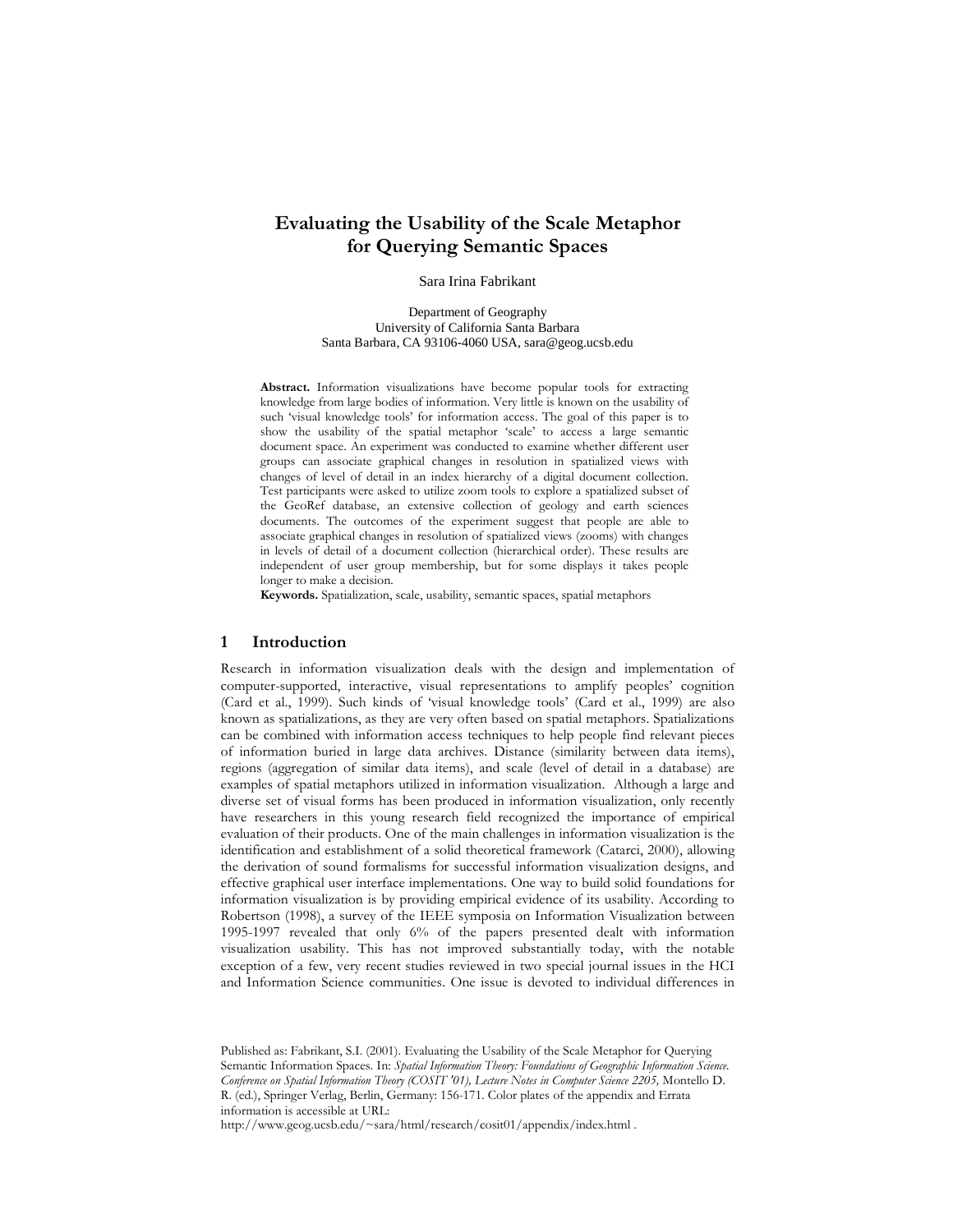# Evaluating the Usability of the Scale Metaphor for Querying Semantic Spaces

Sara Irina Fabrikant

Department of Geography
University of California Santa Barbara
Santa Barbara, CA 93106-4060 USA, sara@geog.ucsb.edu

**Abstract.** Information visualizations have become popular tools for extracting knowledge from large bodies of information. Very little is known on the usability of such 'visual knowledge tools' for information access. The goal of this paper is to show the usability of the spatial metaphor 'scale' to access a large semantic document space. An experiment was conducted to examine whether different user groups can associate graphical changes in resolution in spatialized views with changes of level of detail in an index hierarchy of a digital document collection. Test participants were asked to utilize zoom tools to explore a spatialized subset of the GeoRef database, an extensive collection of geology and earth sciences documents. The outcomes of the experiment suggest that people are able to associate graphical changes in resolution of spatialized views (zooms) with changes in levels of detail of a document collection (hierarchical order). These results are independent of user group membership, but for some displays it takes people longer to make a decision.

**Keywords.** Spatialization, scale, usability, semantic spaces, spatial metaphors

## 1 Introduction

Research in information visualization deals with the design and implementation of computer-supported, interactive, visual representations to amplify peoples' cognition (Card et al., 1999). Such kinds of 'visual knowledge tools' (Card et al., 1999) are also known as spatializations, as they are very often based on spatial metaphors. Spatializations can be combined with information access techniques to help people find relevant pieces of information buried in large data archives. Distance (similarity between data items), regions (aggregation of similar data items), and scale (level of detail in a database) are examples of spatial metaphors utilized in information visualization. Although a large and diverse set of visual forms has been produced in information visualization, only recently have researchers in this young research field recognized the importance of empirical evaluation of their products. One of the main challenges in information visualization is the identification and establishment of a solid theoretical framework (Catarci, 2000), allowing the derivation of sound formalisms for successful information visualization designs, and effective graphical user interface implementations. One way to build solid foundations for information visualization is by providing empirical evidence of its usability. According to Robertson (1998), a survey of the IEEE symposia on Information Visualization between 1995-1997 revealed that only 6% of the papers presented dealt with information visualization usability. This has not improved substantially today, with the notable exception of a few, very recent studies reviewed in two special journal issues in the HCI and Information Science communities. One issue is devoted to individual differences in

Published as: Fabrikant, S.I. (2001). Evaluating the Usability of the Scale Metaphor for Querying Semantic Information Spaces. In: *Spatial Information Theory: Foundations of Geographic Information Science. Conference on Spatial Information Theory (COSIT '01), Lecture Notes in Computer Science 2205,* Montello D. R. (ed.), Springer Verlag, Berlin, Germany: 156-171. Color plates of the appendix and Errata information is accessible at URL:
http://www.geog.ucsb.edu/~sara/html/research/cosit01/appendix/index.html .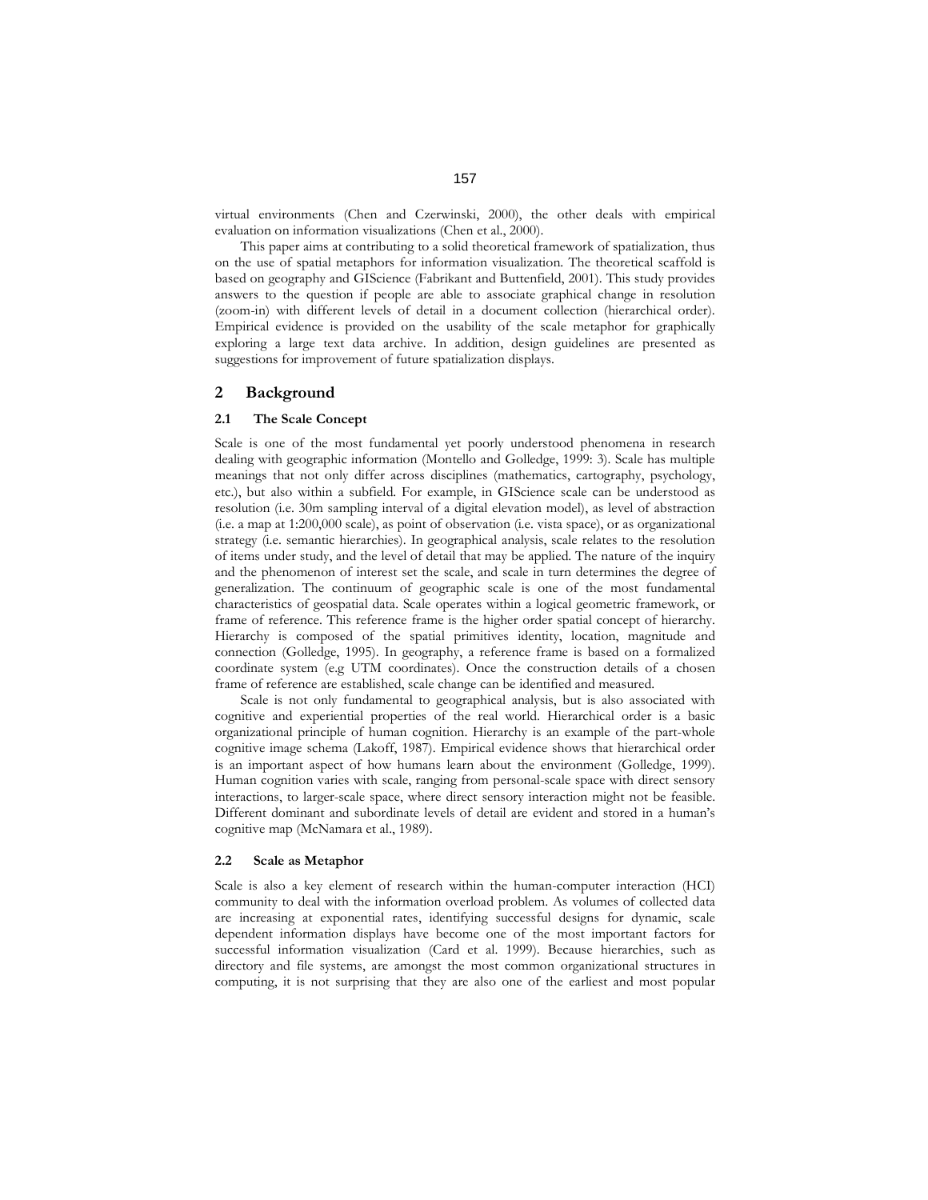virtual environments (Chen and Czerwinski, 2000), the other deals with empirical evaluation on information visualizations (Chen et al., 2000).

This paper aims at contributing to a solid theoretical framework of spatialization, thus on the use of spatial metaphors for information visualization. The theoretical scaffold is based on geography and GIScience (Fabrikant and Buttenfield, 2001). This study provides answers to the question if people are able to associate graphical change in resolution (zoom-in) with different levels of detail in a document collection (hierarchical order). Empirical evidence is provided on the usability of the scale metaphor for graphically exploring a large text data archive. In addition, design guidelines are presented as suggestions for improvement of future spatialization displays.

## 2 Background

### 2.1 The Scale Concept

Scale is one of the most fundamental yet poorly understood phenomena in research dealing with geographic information (Montello and Golledge, 1999: 3). Scale has multiple meanings that not only differ across disciplines (mathematics, cartography, psychology, etc.), but also within a subfield. For example, in GIScience scale can be understood as resolution (i.e. 30m sampling interval of a digital elevation model), as level of abstraction (i.e. a map at 1:200,000 scale), as point of observation (i.e. vista space), or as organizational strategy (i.e. semantic hierarchies). In geographical analysis, scale relates to the resolution of items under study, and the level of detail that may be applied. The nature of the inquiry and the phenomenon of interest set the scale, and scale in turn determines the degree of generalization. The continuum of geographic scale is one of the most fundamental characteristics of geospatial data. Scale operates within a logical geometric framework, or frame of reference. This reference frame is the higher order spatial concept of hierarchy. Hierarchy is composed of the spatial primitives identity, location, magnitude and connection (Golledge, 1995). In geography, a reference frame is based on a formalized coordinate system (e.g UTM coordinates). Once the construction details of a chosen frame of reference are established, scale change can be identified and measured.

Scale is not only fundamental to geographical analysis, but is also associated with cognitive and experiential properties of the real world. Hierarchical order is a basic organizational principle of human cognition. Hierarchy is an example of the part-whole cognitive image schema (Lakoff, 1987). Empirical evidence shows that hierarchical order is an important aspect of how humans learn about the environment (Golledge, 1999). Human cognition varies with scale, ranging from personal-scale space with direct sensory interactions, to larger-scale space, where direct sensory interaction might not be feasible. Different dominant and subordinate levels of detail are evident and stored in a human's cognitive map (McNamara et al., 1989).

### 2.2 Scale as Metaphor

Scale is also a key element of research within the human-computer interaction (HCI) community to deal with the information overload problem. As volumes of collected data are increasing at exponential rates, identifying successful designs for dynamic, scale dependent information displays have become one of the most important factors for successful information visualization (Card et al. 1999). Because hierarchies, such as directory and file systems, are amongst the most common organizational structures in computing, it is not surprising that they are also one of the earliest and most popular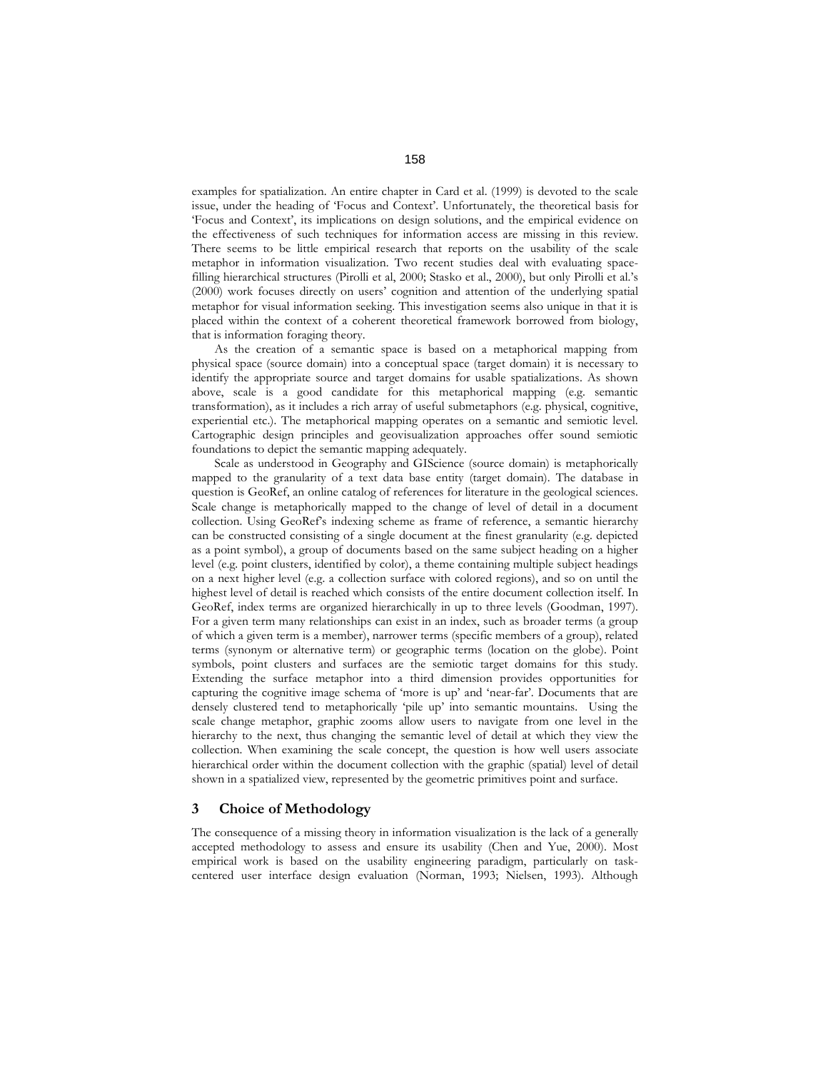examples for spatialization. An entire chapter in Card et al. (1999) is devoted to the scale issue, under the heading of 'Focus and Context'. Unfortunately, the theoretical basis for 'Focus and Context', its implications on design solutions, and the empirical evidence on the effectiveness of such techniques for information access are missing in this review. There seems to be little empirical research that reports on the usability of the scale metaphor in information visualization. Two recent studies deal with evaluating space-filling hierarchical structures (Pirolli et al, 2000; Stasko et al., 2000), but only Pirolli et al.'s (2000) work focuses directly on users' cognition and attention of the underlying spatial metaphor for visual information seeking. This investigation seems also unique in that it is placed within the context of a coherent theoretical framework borrowed from biology, that is information foraging theory.

As the creation of a semantic space is based on a metaphorical mapping from physical space (source domain) into a conceptual space (target domain) it is necessary to identify the appropriate source and target domains for usable spatializations. As shown above, scale is a good candidate for this metaphorical mapping (e.g. semantic transformation), as it includes a rich array of useful submetaphors (e.g. physical, cognitive, experiential etc.). The metaphorical mapping operates on a semantic and semiotic level. Cartographic design principles and geovisualization approaches offer sound semiotic foundations to depict the semantic mapping adequately.

Scale as understood in Geography and GIScience (source domain) is metaphorically mapped to the granularity of a text data base entity (target domain). The database in question is GeoRef, an online catalog of references for literature in the geological sciences. Scale change is metaphorically mapped to the change of level of detail in a document collection. Using GeoRef's indexing scheme as frame of reference, a semantic hierarchy can be constructed consisting of a single document at the finest granularity (e.g. depicted as a point symbol), a group of documents based on the same subject heading on a higher level (e.g. point clusters, identified by color), a theme containing multiple subject headings on a next higher level (e.g. a collection surface with colored regions), and so on until the highest level of detail is reached which consists of the entire document collection itself. In GeoRef, index terms are organized hierarchically in up to three levels (Goodman, 1997). For a given term many relationships can exist in an index, such as broader terms (a group of which a given term is a member), narrower terms (specific members of a group), related terms (synonym or alternative term) or geographic terms (location on the globe). Point symbols, point clusters and surfaces are the semiotic target domains for this study. Extending the surface metaphor into a third dimension provides opportunities for capturing the cognitive image schema of 'more is up' and 'near-far'. Documents that are densely clustered tend to metaphorically 'pile up' into semantic mountains. Using the scale change metaphor, graphic zooms allow users to navigate from one level in the hierarchy to the next, thus changing the semantic level of detail at which they view the collection. When examining the scale concept, the question is how well users associate hierarchical order within the document collection with the graphic (spatial) level of detail shown in a spatialized view, represented by the geometric primitives point and surface.

## 3 Choice of Methodology

The consequence of a missing theory in information visualization is the lack of a generally accepted methodology to assess and ensure its usability (Chen and Yue, 2000). Most empirical work is based on the usability engineering paradigm, particularly on task-centered user interface design evaluation (Norman, 1993; Nielsen, 1993). Although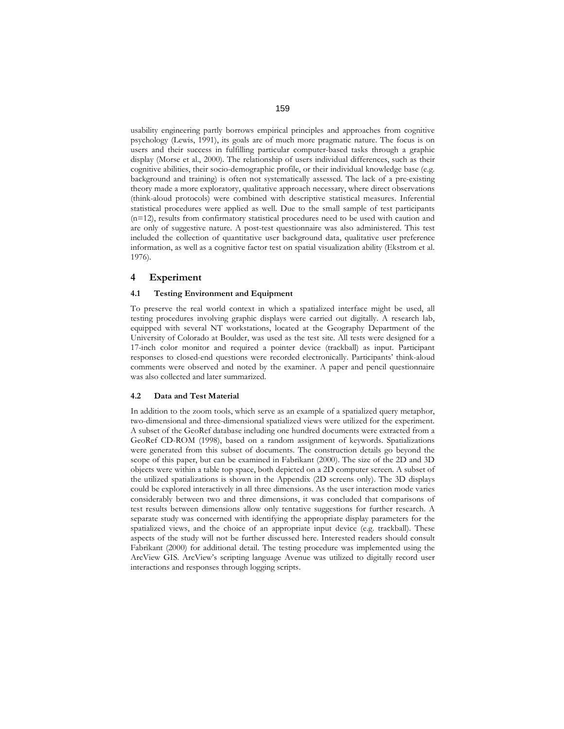usability engineering partly borrows empirical principles and approaches from cognitive psychology (Lewis, 1991), its goals are of much more pragmatic nature. The focus is on users and their success in fulfilling particular computer-based tasks through a graphic display (Morse et al., 2000). The relationship of users individual differences, such as their cognitive abilities, their socio-demographic profile, or their individual knowledge base (e.g. background and training) is often not systematically assessed. The lack of a pre-existing theory made a more exploratory, qualitative approach necessary, where direct observations (think-aloud protocols) were combined with descriptive statistical measures. Inferential statistical procedures were applied as well. Due to the small sample of test participants (n=12), results from confirmatory statistical procedures need to be used with caution and are only of suggestive nature. A post-test questionnaire was also administered. This test included the collection of quantitative user background data, qualitative user preference information, as well as a cognitive factor test on spatial visualization ability (Ekstrom et al. 1976).

## 4 Experiment

### 4.1 Testing Environment and Equipment

To preserve the real world context in which a spatialized interface might be used, all testing procedures involving graphic displays were carried out digitally. A research lab, equipped with several NT workstations, located at the Geography Department of the University of Colorado at Boulder, was used as the test site. All tests were designed for a 17-inch color monitor and required a pointer device (trackball) as input. Participant responses to closed-end questions were recorded electronically. Participants' think-aloud comments were observed and noted by the examiner. A paper and pencil questionnaire was also collected and later summarized.

### 4.2 Data and Test Material

In addition to the zoom tools, which serve as an example of a spatialized query metaphor, two-dimensional and three-dimensional spatialized views were utilized for the experiment. A subset of the GeoRef database including one hundred documents were extracted from a GeoRef CD-ROM (1998), based on a random assignment of keywords. Spatializations were generated from this subset of documents. The construction details go beyond the scope of this paper, but can be examined in Fabrikant (2000). The size of the 2D and 3D objects were within a table top space, both depicted on a 2D computer screen. A subset of the utilized spatializations is shown in the Appendix (2D screens only). The 3D displays could be explored interactively in all three dimensions. As the user interaction mode varies considerably between two and three dimensions, it was concluded that comparisons of test results between dimensions allow only tentative suggestions for further research. A separate study was concerned with identifying the appropriate display parameters for the spatialized views, and the choice of an appropriate input device (e.g. trackball). These aspects of the study will not be further discussed here. Interested readers should consult Fabrikant (2000) for additional detail. The testing procedure was implemented using the ArcView GIS. ArcView's scripting language Avenue was utilized to digitally record user interactions and responses through logging scripts.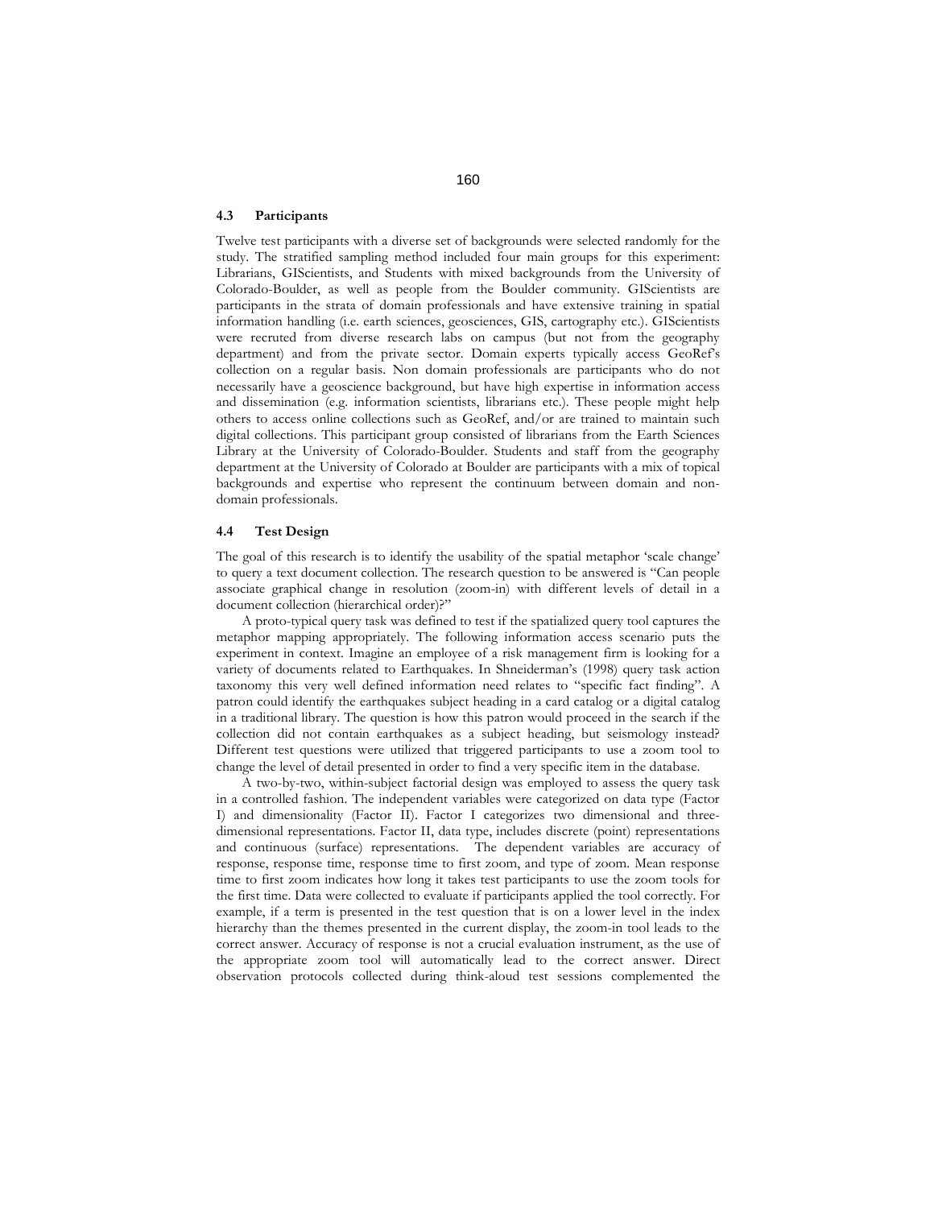### 4.3 Participants

Twelve test participants with a diverse set of backgrounds were selected randomly for the study. The stratified sampling method included four main groups for this experiment: Librarians, GIScientists, and Students with mixed backgrounds from the University of Colorado-Boulder, as well as people from the Boulder community. GIScientists are participants in the strata of domain professionals and have extensive training in spatial information handling (i.e. earth sciences, geosciences, GIS, cartography etc.). GIScientists were recruted from diverse research labs on campus (but not from the geography department) and from the private sector. Domain experts typically access GeoRef's collection on a regular basis. Non domain professionals are participants who do not necessarily have a geoscience background, but have high expertise in information access and dissemination (e.g. information scientists, librarians etc.). These people might help others to access online collections such as GeoRef, and/or are trained to maintain such digital collections. This participant group consisted of librarians from the Earth Sciences Library at the University of Colorado-Boulder. Students and staff from the geography department at the University of Colorado at Boulder are participants with a mix of topical backgrounds and expertise who represent the continuum between domain and non-domain professionals.

### 4.4 Test Design

The goal of this research is to identify the usability of the spatial metaphor 'scale change' to query a text document collection. The research question to be answered is "Can people associate graphical change in resolution (zoom-in) with different levels of detail in a document collection (hierarchical order)?"

A proto-typical query task was defined to test if the spatialized query tool captures the metaphor mapping appropriately. The following information access scenario puts the experiment in context. Imagine an employee of a risk management firm is looking for a variety of documents related to Earthquakes. In Shneiderman's (1998) query task action taxonomy this very well defined information need relates to "specific fact finding". A patron could identify the earthquakes subject heading in a card catalog or a digital catalog in a traditional library. The question is how this patron would proceed in the search if the collection did not contain earthquakes as a subject heading, but seismology instead? Different test questions were utilized that triggered participants to use a zoom tool to change the level of detail presented in order to find a very specific item in the database.

A two-by-two, within-subject factorial design was employed to assess the query task in a controlled fashion. The independent variables were categorized on data type (Factor I) and dimensionality (Factor II). Factor I categorizes two dimensional and three-dimensional representations. Factor II, data type, includes discrete (point) representations and continuous (surface) representations. The dependent variables are accuracy of response, response time, response time to first zoom, and type of zoom. Mean response time to first zoom indicates how long it takes test participants to use the zoom tools for the first time. Data were collected to evaluate if participants applied the tool correctly. For example, if a term is presented in the test question that is on a lower level in the index hierarchy than the themes presented in the current display, the zoom-in tool leads to the correct answer. Accuracy of response is not a crucial evaluation instrument, as the use of the appropriate zoom tool will automatically lead to the correct answer. Direct observation protocols collected during think-aloud test sessions complemented the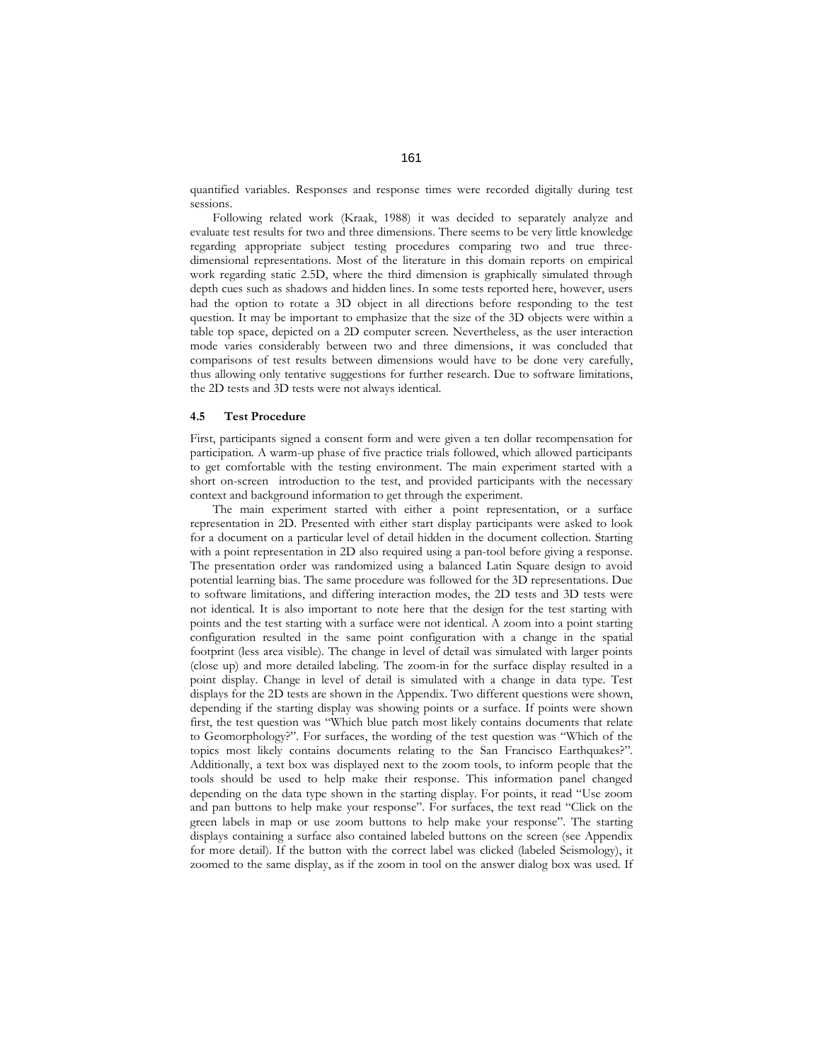quantified variables. Responses and response times were recorded digitally during test sessions.

Following related work (Kraak, 1988) it was decided to separately analyze and evaluate test results for two and three dimensions. There seems to be very little knowledge regarding appropriate subject testing procedures comparing two and true three-dimensional representations. Most of the literature in this domain reports on empirical work regarding static 2.5D, where the third dimension is graphically simulated through depth cues such as shadows and hidden lines. In some tests reported here, however, users had the option to rotate a 3D object in all directions before responding to the test question. It may be important to emphasize that the size of the 3D objects were within a table top space, depicted on a 2D computer screen. Nevertheless, as the user interaction mode varies considerably between two and three dimensions, it was concluded that comparisons of test results between dimensions would have to be done very carefully, thus allowing only tentative suggestions for further research. Due to software limitations, the 2D tests and 3D tests were not always identical.

### 4.5 Test Procedure

First, participants signed a consent form and were given a ten dollar recompensation for participation. A warm-up phase of five practice trials followed, which allowed participants to get comfortable with the testing environment. The main experiment started with a short on-screen introduction to the test, and provided participants with the necessary context and background information to get through the experiment.

The main experiment started with either a point representation, or a surface representation in 2D. Presented with either start display participants were asked to look for a document on a particular level of detail hidden in the document collection. Starting with a point representation in 2D also required using a pan-tool before giving a response. The presentation order was randomized using a balanced Latin Square design to avoid potential learning bias. The same procedure was followed for the 3D representations. Due to software limitations, and differing interaction modes, the 2D tests and 3D tests were not identical. It is also important to note here that the design for the test starting with points and the test starting with a surface were not identical. A zoom into a point starting configuration resulted in the same point configuration with a change in the spatial footprint (less area visible). The change in level of detail was simulated with larger points (close up) and more detailed labeling. The zoom-in for the surface display resulted in a point display. Change in level of detail is simulated with a change in data type. Test displays for the 2D tests are shown in the Appendix. Two different questions were shown, depending if the starting display was showing points or a surface. If points were shown first, the test question was "Which blue patch most likely contains documents that relate to Geomorphology?". For surfaces, the wording of the test question was "Which of the topics most likely contains documents relating to the San Francisco Earthquakes?". Additionally, a text box was displayed next to the zoom tools, to inform people that the tools should be used to help make their response. This information panel changed depending on the data type shown in the starting display. For points, it read "Use zoom and pan buttons to help make your response". For surfaces, the text read "Click on the green labels in map or use zoom buttons to help make your response". The starting displays containing a surface also contained labeled buttons on the screen (see Appendix for more detail). If the button with the correct label was clicked (labeled Seismology), it zoomed to the same display, as if the zoom in tool on the answer dialog box was used. If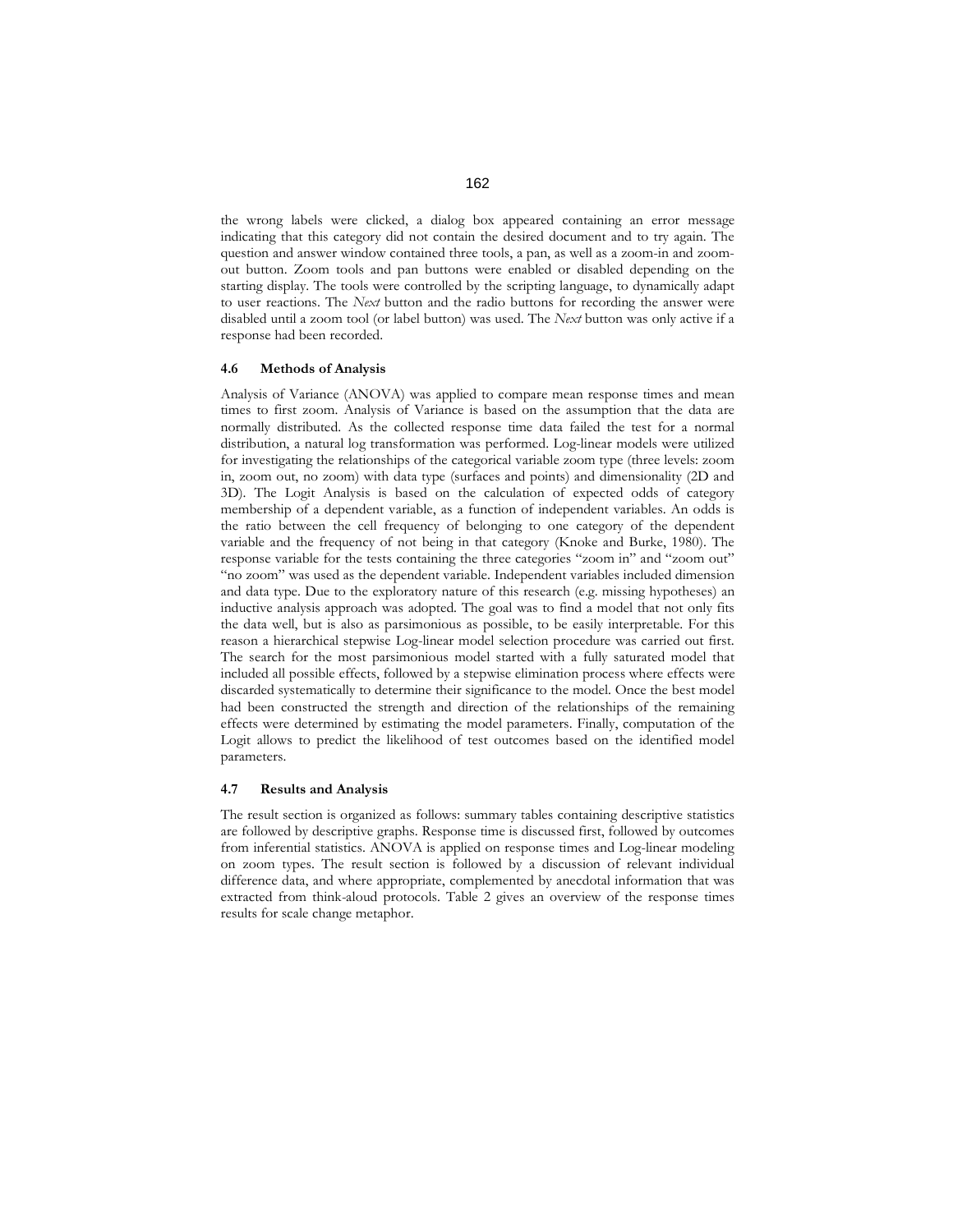the wrong labels were clicked, a dialog box appeared containing an error message indicating that this category did not contain the desired document and to try again. The question and answer window contained three tools, a pan, as well as a zoom-in and zoom-out button. Zoom tools and pan buttons were enabled or disabled depending on the starting display. The tools were controlled by the scripting language, to dynamically adapt to user reactions. The *Next* button and the radio buttons for recording the answer were disabled until a zoom tool (or label button) was used. The *Next* button was only active if a response had been recorded.

### 4.6 Methods of Analysis

Analysis of Variance (ANOVA) was applied to compare mean response times and mean times to first zoom. Analysis of Variance is based on the assumption that the data are normally distributed. As the collected response time data failed the test for a normal distribution, a natural log transformation was performed. Log-linear models were utilized for investigating the relationships of the categorical variable zoom type (three levels: zoom in, zoom out, no zoom) with data type (surfaces and points) and dimensionality (2D and 3D). The Logit Analysis is based on the calculation of expected odds of category membership of a dependent variable, as a function of independent variables. An odds is the ratio between the cell frequency of belonging to one category of the dependent variable and the frequency of not being in that category (Knoke and Burke, 1980). The response variable for the tests containing the three categories "zoom in" and "zoom out" "no zoom" was used as the dependent variable. Independent variables included dimension and data type. Due to the exploratory nature of this research (e.g. missing hypotheses) an inductive analysis approach was adopted. The goal was to find a model that not only fits the data well, but is also as parsimonious as possible, to be easily interpretable. For this reason a hierarchical stepwise Log-linear model selection procedure was carried out first. The search for the most parsimonious model started with a fully saturated model that included all possible effects, followed by a stepwise elimination process where effects were discarded systematically to determine their significance to the model. Once the best model had been constructed the strength and direction of the relationships of the remaining effects were determined by estimating the model parameters. Finally, computation of the Logit allows to predict the likelihood of test outcomes based on the identified model parameters.

### 4.7 Results and Analysis

The result section is organized as follows: summary tables containing descriptive statistics are followed by descriptive graphs. Response time is discussed first, followed by outcomes from inferential statistics. ANOVA is applied on response times and Log-linear modeling on zoom types. The result section is followed by a discussion of relevant individual difference data, and where appropriate, complemented by anecdotal information that was extracted from think-aloud protocols. Table 2 gives an overview of the response times results for scale change metaphor.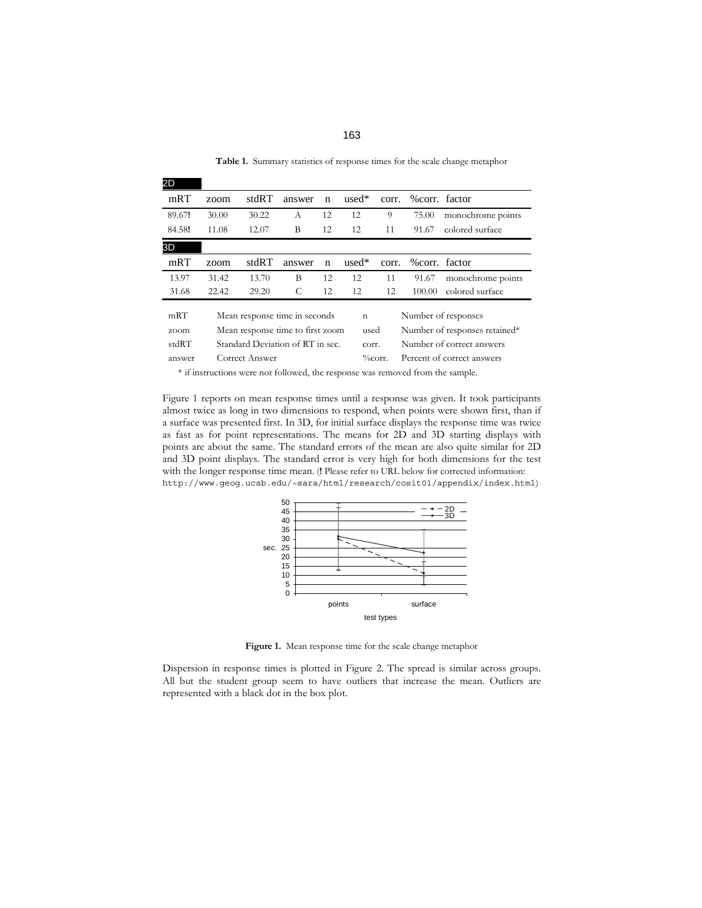**Table 1.** Summary statistics of response times for the scale change metaphor

| 2D | | | | | | | | |
|---|---|---|---|---|---|---|---|---|
| mRT | zoom | stdRT | answer | n | used* | corr. | %corr. | factor |
| 89.67**!** | 30.00 | 30.22 | A | 12 | 12 | 9 | 75.00 | monochrome points |
| 84.58**!** | 11.08 | 12.07 | B | 12 | 12 | 11 | 91.67 | colored surface |
| **3D** | | | | | | | | |
| mRT | zoom | stdRT | answer | n | used* | corr. | %corr. | factor |
| 13.97 | 31.42 | 13.70 | B | 12 | 12 | 11 | 91.67 | monochrome points |
| 31.68 | 22.42 | 29.20 | C | 12 | 12 | 12 | 100.00 | colored surface |

| | | | |
|---|---|---|---|
| mRT | Mean response time in seconds | n | Number of responses |
| zoom | Mean response time to first zoom | used | Number of responses retained* |
| stdRT | Standard Deviation of RT in sec. | corr. | Number of correct answers |
| answer | Correct Answer | %corr. | Percent of correct answers |

* if instructions were not followed, the response was removed from the sample.

Figure 1 reports on mean response times until a response was given. It took participants almost twice as long in two dimensions to respond, when points were shown first, than if a surface was presented first. In 3D, for initial surface displays the response time was twice as fast as for point representations. The means for 2D and 3D starting displays with points are about the same. The standard errors of the mean are also quite similar for 2D and 3D point displays. The standard error is very high for both dimensions for the test with the longer response time mean. (**!** Please refer to URL below for corrected information: http://www.geog.ucsb.edu/~sara/html/research/cosit01/appendix/index.html)

**Figure 1.** Mean response time for the scale change metaphor

Dispersion in response times is plotted in Figure 2. The spread is similar across groups. All but the student group seem to have outliers that increase the mean. Outliers are represented with a black dot in the box plot.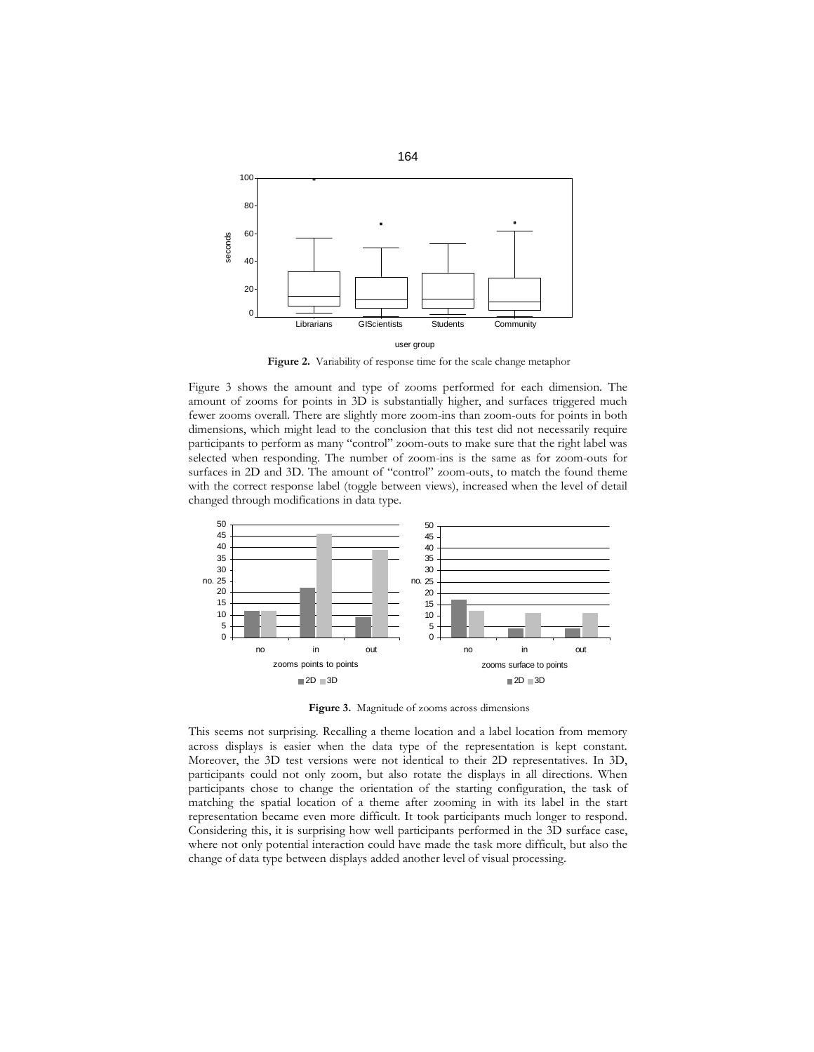**Figure 2.** Variability of response time for the scale change metaphor

Figure 3 shows the amount and type of zooms performed for each dimension. The amount of zooms for points in 3D is substantially higher, and surfaces triggered much fewer zooms overall. There are slightly more zoom-ins than zoom-outs for points in both dimensions, which might lead to the conclusion that this test did not necessarily require participants to perform as many "control" zoom-outs to make sure that the right label was selected when responding. The number of zoom-ins is the same as for zoom-outs for surfaces in 2D and 3D. The amount of "control" zoom-outs, to match the found theme with the correct response label (toggle between views), increased when the level of detail changed through modifications in data type.

**Figure 3.** Magnitude of zooms across dimensions

This seems not surprising. Recalling a theme location and a label location from memory across displays is easier when the data type of the representation is kept constant. Moreover, the 3D test versions were not identical to their 2D representatives. In 3D, participants could not only zoom, but also rotate the displays in all directions. When participants chose to change the orientation of the starting configuration, the task of matching the spatial location of a theme after zooming in with its label in the start representation became even more difficult. It took participants much longer to respond. Considering this, it is surprising how well participants performed in the 3D surface case, where not only potential interaction could have made the task more difficult, but also the change of data type between displays added another level of visual processing.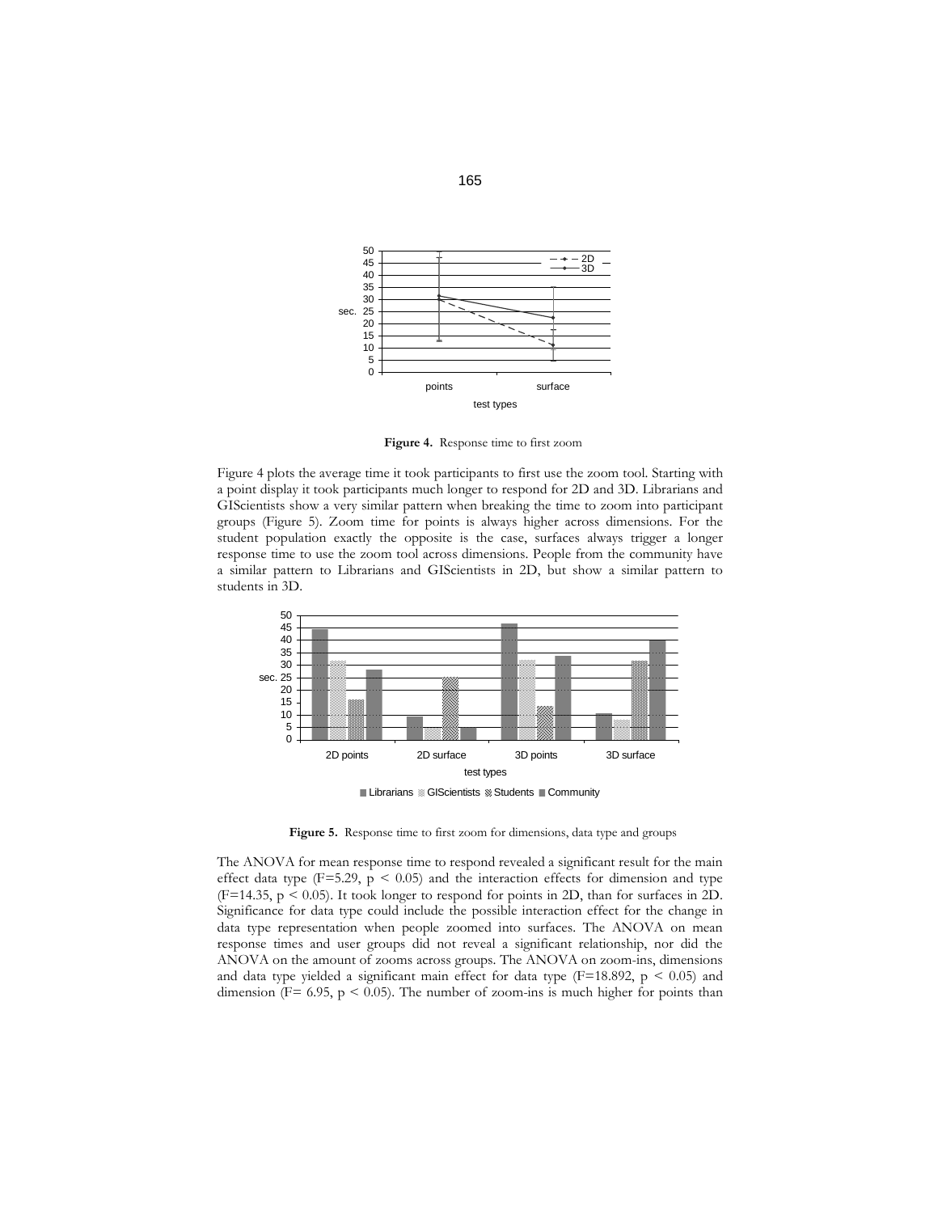**Figure 4.** Response time to first zoom

Figure 4 plots the average time it took participants to first use the zoom tool. Starting with a point display it took participants much longer to respond for 2D and 3D. Librarians and GIScientists show a very similar pattern when breaking the time to zoom into participant groups (Figure 5). Zoom time for points is always higher across dimensions. For the student population exactly the opposite is the case, surfaces always trigger a longer response time to use the zoom tool across dimensions. People from the community have a similar pattern to Librarians and GIScientists in 2D, but show a similar pattern to students in 3D.

**Figure 5.** Response time to first zoom for dimensions, data type and groups

The ANOVA for mean response time to respond revealed a significant result for the main effect data type ($F=5.29$, $p < 0.05$) and the interaction effects for dimension and type ($F=14.35$, $p < 0.05$). It took longer to respond for points in 2D, than for surfaces in 2D. Significance for data type could include the possible interaction effect for the change in data type representation when people zoomed into surfaces. The ANOVA on mean response times and user groups did not reveal a significant relationship, nor did the ANOVA on the amount of zooms across groups. The ANOVA on zoom-ins, dimensions and data type yielded a significant main effect for data type ($F=18.892$, $p < 0.05$) and dimension ($F= 6.95$, $p < 0.05$). The number of zoom-ins is much higher for points than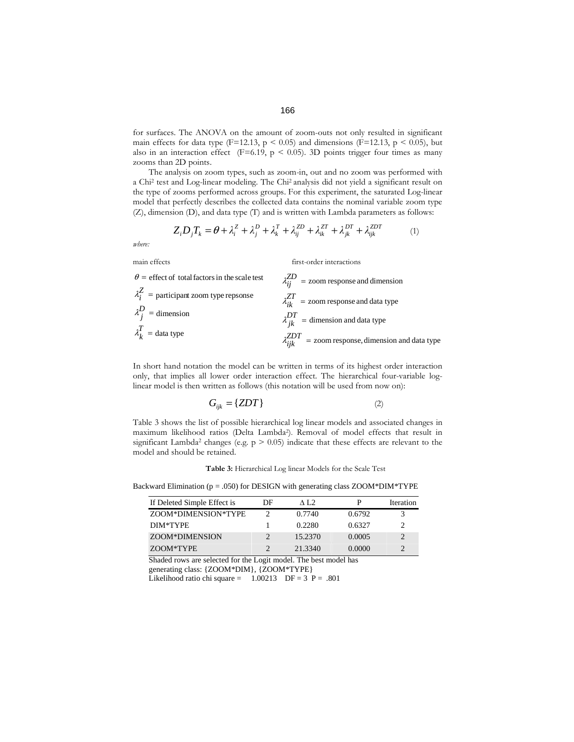for surfaces. The ANOVA on the amount of zoom-outs not only resulted in significant main effects for data type ($F=12.13$, $p < 0.05$) and dimensions ($F=12.13$, $p < 0.05$), but also in an interaction effect ($F=6.19$, $p < 0.05$). 3D points trigger four times as many zooms than 2D points.

The analysis on zoom types, such as zoom-in, out and no zoom was performed with a Chi² test and Log-linear modeling. The Chi² analysis did not yield a significant result on the type of zooms performed across groups. For this experiment, the saturated Log-linear model that perfectly describes the collected data contains the nominal variable zoom type (Z), dimension (D), and data type (T) and is written with Lambda parameters as follows:

$$Z_i D_j T_k = \theta + \lambda_i^Z + \lambda_j^D + \lambda_k^T + \lambda_{ij}^{ZD} + \lambda_{ik}^{ZT} + \lambda_{jk}^{DT} + \lambda_{ijk}^{ZDT} \qquad (1)$$

*where:*

main effects

$\theta$ = effect of total factors in the scale test

$\lambda_i^Z$ = participant zoom type repsonse

$\lambda_j^D$ = dimension

$\lambda_k^T$ = data type

first-order interactions

$\lambda_{ij}^{ZD}$ = zoom response and dimension

$\lambda_{ik}^{ZT}$ = zoom response and data type

$\lambda_{jk}^{DT}$ = dimension and data type

$\lambda_{ijk}^{ZDT}$ = zoom response, dimension and data type

In short hand notation the model can be written in terms of its highest order interaction only, that implies all lower order interaction effect. The hierarchical four-variable log-linear model is then written as follows (this notation will be used from now on):

$$G_{ijk} = \{ZDT\} \qquad (2)$$

Table 3 shows the list of possible hierarchical log linear models and associated changes in maximum likelihood ratios (Delta Lambda²). Removal of model effects that result in significant Lambda² changes (e.g. $p > 0.05$) indicate that these effects are relevant to the model and should be retained.

**Table 3:** Hierarchical Log linear Models for the Scale Test

Backward Elimination (p = .050) for DESIGN with generating class ZOOM*DIM*TYPE

| If Deleted Simple Effect is | DF | Δ L2 | P | Iteration |
|---|---|---|---|---|
| ZOOM*DIMENSION*TYPE | 2 | 0.7740 | 0.6792 | 3 |
| DIM*TYPE | 1 | 0.2280 | 0.6327 | 2 |
| ZOOM*DIMENSION | 2 | 15.2370 | 0.0005 | 2 |
| ZOOM*TYPE | 2 | 21.3340 | 0.0000 | 2 |

Shaded rows are selected for the Logit model. The best model has generating class: {ZOOM*DIM}, {ZOOM*TYPE}
Likelihood ratio chi square = 1.00213 DF = 3 P = .801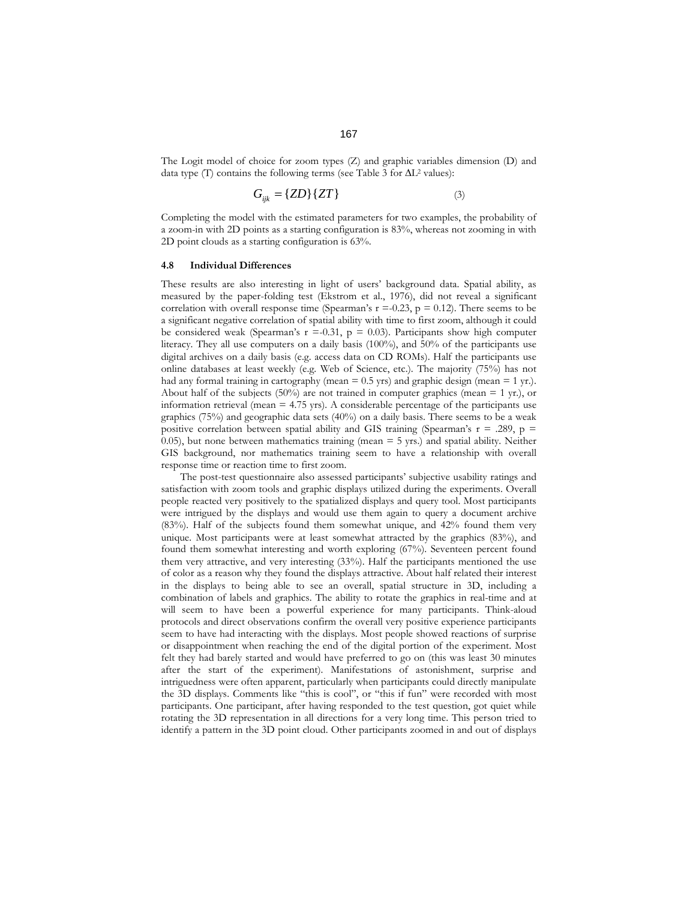The Logit model of choice for zoom types (Z) and graphic variables dimension (D) and data type (T) contains the following terms (see Table 3 for $\Delta L^2$ values):

$$G_{ijk} = \{ZD\}\{ZT\} \tag{3}$$

Completing the model with the estimated parameters for two examples, the probability of a zoom-in with 2D points as a starting configuration is 83%, whereas not zooming in with 2D point clouds as a starting configuration is 63%.

### 4.8 Individual Differences

These results are also interesting in light of users' background data. Spatial ability, as measured by the paper-folding test (Ekstrom et al., 1976), did not reveal a significant correlation with overall response time (Spearman's r =-0.23, p = 0.12). There seems to be a significant negative correlation of spatial ability with time to first zoom, although it could be considered weak (Spearman's r =-0.31, p = 0.03). Participants show high computer literacy. They all use computers on a daily basis (100%), and 50% of the participants use digital archives on a daily basis (e.g. access data on CD ROMs). Half the participants use online databases at least weekly (e.g. Web of Science, etc.). The majority (75%) has not had any formal training in cartography (mean = 0.5 yrs) and graphic design (mean = 1 yr.). About half of the subjects (50%) are not trained in computer graphics (mean = 1 yr.), or information retrieval (mean = 4.75 yrs). A considerable percentage of the participants use graphics (75%) and geographic data sets (40%) on a daily basis. There seems to be a weak positive correlation between spatial ability and GIS training (Spearman's r = .289, p = 0.05), but none between mathematics training (mean = 5 yrs.) and spatial ability. Neither GIS background, nor mathematics training seem to have a relationship with overall response time or reaction time to first zoom.

The post-test questionnaire also assessed participants' subjective usability ratings and satisfaction with zoom tools and graphic displays utilized during the experiments. Overall people reacted very positively to the spatialized displays and query tool. Most participants were intrigued by the displays and would use them again to query a document archive (83%). Half of the subjects found them somewhat unique, and 42% found them very unique. Most participants were at least somewhat attracted by the graphics (83%), and found them somewhat interesting and worth exploring (67%). Seventeen percent found them very attractive, and very interesting (33%). Half the participants mentioned the use of color as a reason why they found the displays attractive. About half related their interest in the displays to being able to see an overall, spatial structure in 3D, including a combination of labels and graphics. The ability to rotate the graphics in real-time and at will seem to have been a powerful experience for many participants. Think-aloud protocols and direct observations confirm the overall very positive experience participants seem to have had interacting with the displays. Most people showed reactions of surprise or disappointment when reaching the end of the digital portion of the experiment. Most felt they had barely started and would have preferred to go on (this was least 30 minutes after the start of the experiment). Manifestations of astonishment, surprise and intriguedness were often apparent, particularly when participants could directly manipulate the 3D displays. Comments like "this is cool", or "this if fun" were recorded with most participants. One participant, after having responded to the test question, got quiet while rotating the 3D representation in all directions for a very long time. This person tried to identify a pattern in the 3D point cloud. Other participants zoomed in and out of displays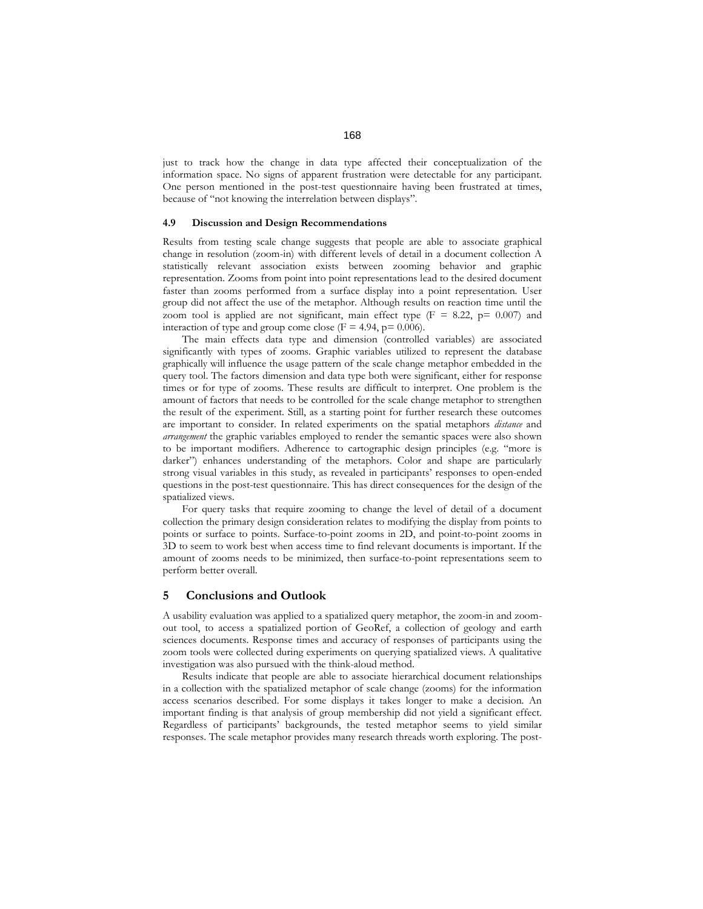just to track how the change in data type affected their conceptualization of the information space. No signs of apparent frustration were detectable for any participant. One person mentioned in the post-test questionnaire having been frustrated at times, because of "not knowing the interrelation between displays".

### 4.9 Discussion and Design Recommendations

Results from testing scale change suggests that people are able to associate graphical change in resolution (zoom-in) with different levels of detail in a document collection A statistically relevant association exists between zooming behavior and graphic representation. Zooms from point into point representations lead to the desired document faster than zooms performed from a surface display into a point representation. User group did not affect the use of the metaphor. Although results on reaction time until the zoom tool is applied are not significant, main effect type ($F = 8.22$, $p = 0.007$) and interaction of type and group come close ($F = 4.94$, $p = 0.006$).

The main effects data type and dimension (controlled variables) are associated significantly with types of zooms. Graphic variables utilized to represent the database graphically will influence the usage pattern of the scale change metaphor embedded in the query tool. The factors dimension and data type both were significant, either for response times or for type of zooms. These results are difficult to interpret. One problem is the amount of factors that needs to be controlled for the scale change metaphor to strengthen the result of the experiment. Still, as a starting point for further research these outcomes are important to consider. In related experiments on the spatial metaphors *distance* and *arrangement* the graphic variables employed to render the semantic spaces were also shown to be important modifiers. Adherence to cartographic design principles (e.g. "more is darker") enhances understanding of the metaphors. Color and shape are particularly strong visual variables in this study, as revealed in participants' responses to open-ended questions in the post-test questionnaire. This has direct consequences for the design of the spatialized views.

For query tasks that require zooming to change the level of detail of a document collection the primary design consideration relates to modifying the display from points to points or surface to points. Surface-to-point zooms in 2D, and point-to-point zooms in 3D to seem to work best when access time to find relevant documents is important. If the amount of zooms needs to be minimized, then surface-to-point representations seem to perform better overall.

## 5 Conclusions and Outlook

A usability evaluation was applied to a spatialized query metaphor, the zoom-in and zoom-out tool, to access a spatialized portion of GeoRef, a collection of geology and earth sciences documents. Response times and accuracy of responses of participants using the zoom tools were collected during experiments on querying spatialized views. A qualitative investigation was also pursued with the think-aloud method.

Results indicate that people are able to associate hierarchical document relationships in a collection with the spatialized metaphor of scale change (zooms) for the information access scenarios described. For some displays it takes longer to make a decision. An important finding is that analysis of group membership did not yield a significant effect. Regardless of participants' backgrounds, the tested metaphor seems to yield similar responses. The scale metaphor provides many research threads worth exploring. The post-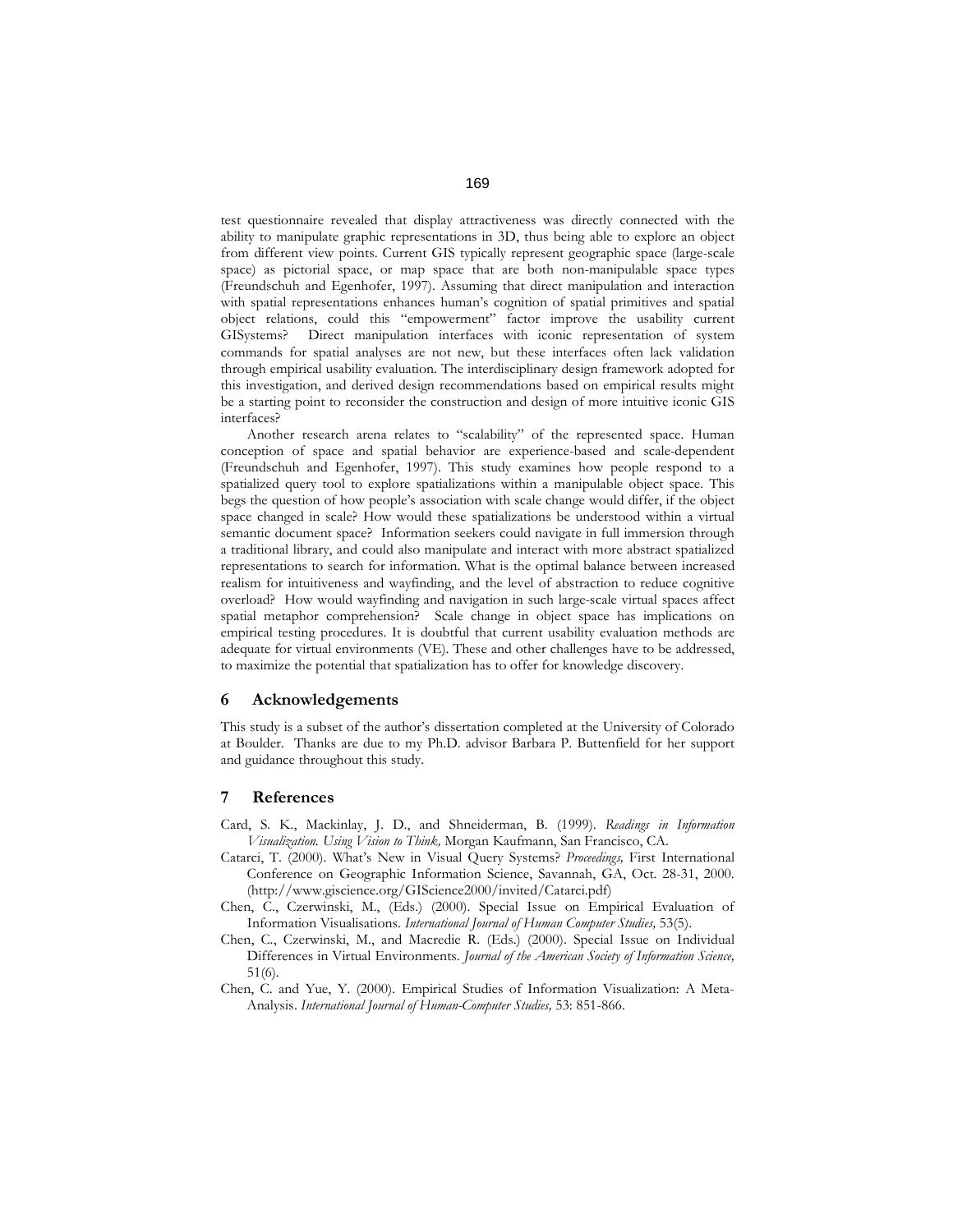test questionnaire revealed that display attractiveness was directly connected with the ability to manipulate graphic representations in 3D, thus being able to explore an object from different view points. Current GIS typically represent geographic space (large-scale space) as pictorial space, or map space that are both non-manipulable space types (Freundschuh and Egenhofer, 1997). Assuming that direct manipulation and interaction with spatial representations enhances human's cognition of spatial primitives and spatial object relations, could this "empowerment" factor improve the usability current GISystems? Direct manipulation interfaces with iconic representation of system commands for spatial analyses are not new, but these interfaces often lack validation through empirical usability evaluation. The interdisciplinary design framework adopted for this investigation, and derived design recommendations based on empirical results might be a starting point to reconsider the construction and design of more intuitive iconic GIS interfaces?

Another research arena relates to "scalability" of the represented space. Human conception of space and spatial behavior are experience-based and scale-dependent (Freundschuh and Egenhofer, 1997). This study examines how people respond to a spatialized query tool to explore spatializations within a manipulable object space. This begs the question of how people's association with scale change would differ, if the object space changed in scale? How would these spatializations be understood within a virtual semantic document space? Information seekers could navigate in full immersion through a traditional library, and could also manipulate and interact with more abstract spatialized representations to search for information. What is the optimal balance between increased realism for intuitiveness and wayfinding, and the level of abstraction to reduce cognitive overload? How would wayfinding and navigation in such large-scale virtual spaces affect spatial metaphor comprehension? Scale change in object space has implications on empirical testing procedures. It is doubtful that current usability evaluation methods are adequate for virtual environments (VE). These and other challenges have to be addressed, to maximize the potential that spatialization has to offer for knowledge discovery.

## 6 Acknowledgements

This study is a subset of the author's dissertation completed at the University of Colorado at Boulder. Thanks are due to my Ph.D. advisor Barbara P. Buttenfield for her support and guidance throughout this study.

## 7 References

Card, S. K., Mackinlay, J. D., and Shneiderman, B. (1999). *Readings in Information Visualization. Using Vision to Think,* Morgan Kaufmann, San Francisco, CA.

Catarci, T. (2000). What's New in Visual Query Systems? *Proceedings,* First International Conference on Geographic Information Science, Savannah, GA, Oct. 28-31, 2000. (http://www.giscience.org/GIScience2000/invited/Catarci.pdf)

Chen, C., Czerwinski, M., (Eds.) (2000). Special Issue on Empirical Evaluation of Information Visualisations. *International Journal of Human Computer Studies,* 53(5).

Chen, C., Czerwinski, M., and Macredie R. (Eds.) (2000). Special Issue on Individual Differences in Virtual Environments. *Journal of the American Society of Information Science,* 51(6).

Chen, C. and Yue, Y. (2000). Empirical Studies of Information Visualization: A Meta-Analysis. *International Journal of Human-Computer Studies,* 53: 851-866.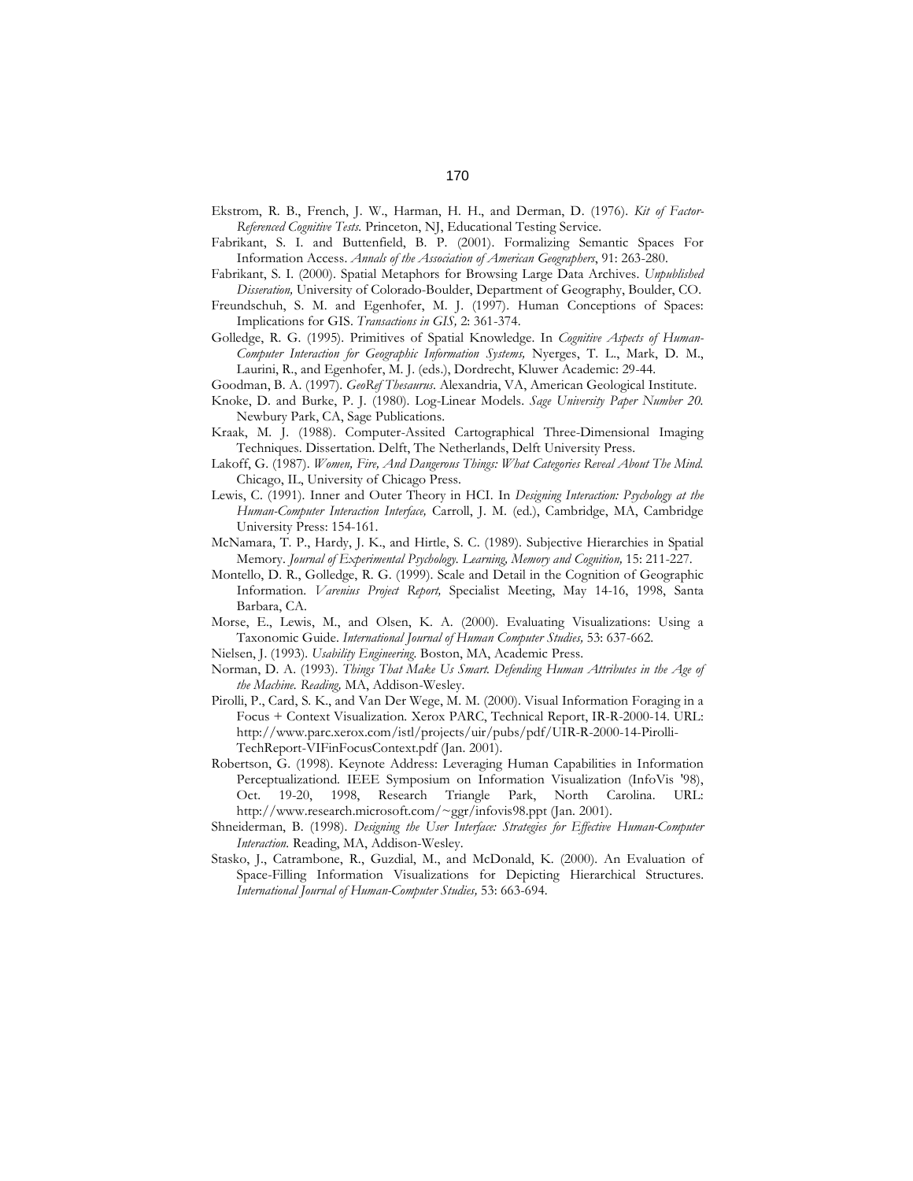Ekstrom, R. B., French, J. W., Harman, H. H., and Derman, D. (1976). *Kit of Factor-Referenced Cognitive Tests.* Princeton, NJ, Educational Testing Service.

Fabrikant, S. I. and Buttenfield, B. P. (2001). Formalizing Semantic Spaces For Information Access. *Annals of the Association of American Geographers*, 91: 263-280.

Fabrikant, S. I. (2000). Spatial Metaphors for Browsing Large Data Archives. *Unpublished Disseration,* University of Colorado-Boulder, Department of Geography, Boulder, CO.

Freundschuh, S. M. and Egenhofer, M. J. (1997). Human Conceptions of Spaces: Implications for GIS. *Transactions in GIS,* 2: 361-374.

Golledge, R. G. (1995). Primitives of Spatial Knowledge. In *Cognitive Aspects of Human-Computer Interaction for Geographic Information Systems,* Nyerges, T. L., Mark, D. M., Laurini, R., and Egenhofer, M. J. (eds.), Dordrecht, Kluwer Academic: 29-44.

Goodman, B. A. (1997). *GeoRef Thesaurus.* Alexandria, VA, American Geological Institute.

Knoke, D. and Burke, P. J. (1980). Log-Linear Models. *Sage University Paper Number 20.* Newbury Park, CA, Sage Publications.

Kraak, M. J. (1988). Computer-Assited Cartographical Three-Dimensional Imaging Techniques. Dissertation. Delft, The Netherlands, Delft University Press.

Lakoff, G. (1987). *Women, Fire, And Dangerous Things: What Categories Reveal About The Mind.* Chicago, IL, University of Chicago Press.

Lewis, C. (1991). Inner and Outer Theory in HCI. In *Designing Interaction: Psychology at the Human-Computer Interaction Interface,* Carroll, J. M. (ed.), Cambridge, MA, Cambridge University Press: 154-161.

McNamara, T. P., Hardy, J. K., and Hirtle, S. C. (1989). Subjective Hierarchies in Spatial Memory. *Journal of Experimental Psychology. Learning, Memory and Cognition,* 15: 211-227.

Montello, D. R., Golledge, R. G. (1999). Scale and Detail in the Cognition of Geographic Information. *Varenius Project Report,* Specialist Meeting, May 14-16, 1998, Santa Barbara, CA.

Morse, E., Lewis, M., and Olsen, K. A. (2000). Evaluating Visualizations: Using a Taxonomic Guide. *International Journal of Human Computer Studies,* 53: 637-662.

Nielsen, J. (1993). *Usability Engineering.* Boston, MA, Academic Press.

Norman, D. A. (1993). *Things That Make Us Smart. Defending Human Attributes in the Age of the Machine. Reading,* MA, Addison-Wesley.

Pirolli, P., Card, S. K., and Van Der Wege, M. M. (2000). Visual Information Foraging in a Focus + Context Visualization. Xerox PARC, Technical Report, IR-R-2000-14. URL: http://www.parc.xerox.com/istl/projects/uir/pubs/pdf/UIR-R-2000-14-Pirolli-TechReport-VIFinFocusContext.pdf (Jan. 2001).

Robertson, G. (1998). Keynote Address: Leveraging Human Capabilities in Information Perceptualizationd. IEEE Symposium on Information Visualization (InfoVis '98), Oct. 19-20, 1998, Research Triangle Park, North Carolina. URL: http://www.research.microsoft.com/~ggr/infovis98.ppt (Jan. 2001).

Shneiderman, B. (1998). *Designing the User Interface: Strategies for Effective Human-Computer Interaction.* Reading, MA, Addison-Wesley.

Stasko, J., Catrambone, R., Guzdial, M., and McDonald, K. (2000). An Evaluation of Space-Filling Information Visualizations for Depicting Hierarchical Structures. *International Journal of Human-Computer Studies,* 53: 663-694.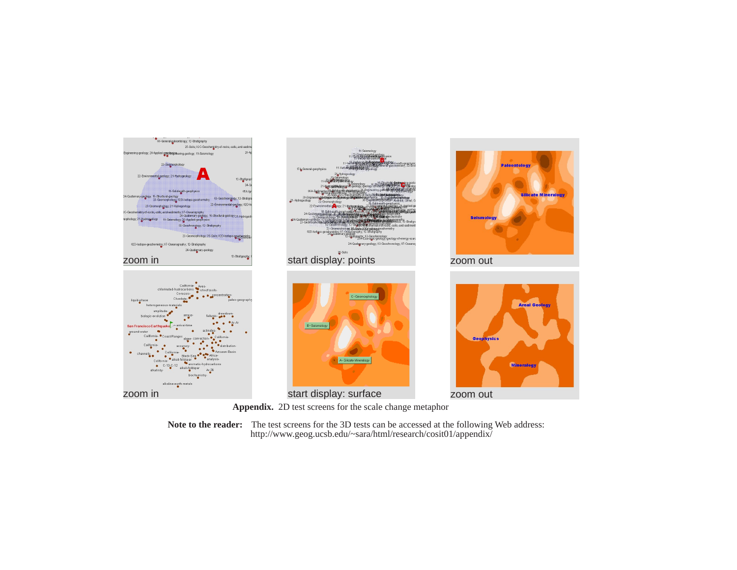zoom in

start display: points

zoom out

Paleontology

Silicate Mineralogy

Seismology

zoom in

San Francisco Earthquake

start display: surface

C - Geomorphology

B - Seismology

A - Silicate Mineralogy

zoom out

Areal Geology

Geophysics

Mineralogy

**Appendix.** 2D test screens for the scale change metaphor

**Note to the reader:** The test screens for the 3D tests can be accessed at the following Web address: http://www.geog.ucsb.edu/~sara/html/research/cosit01/appendix/